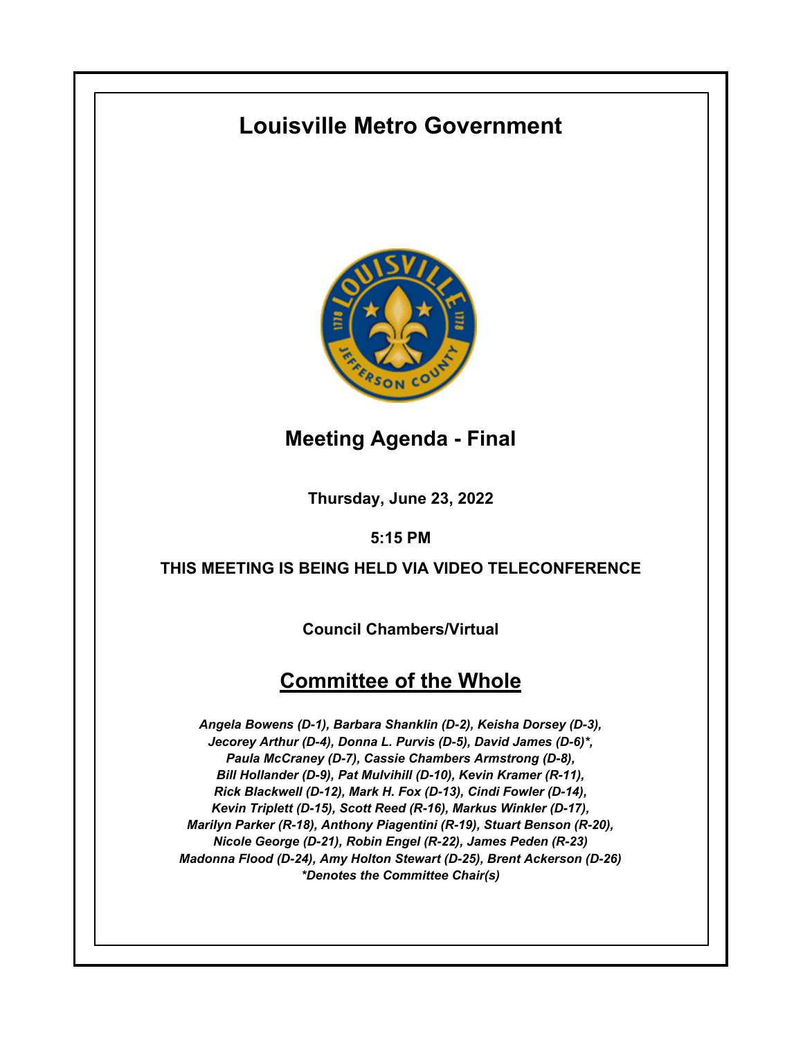# Louisville Metro Government

## Meeting Agenda - Final

**Thursday, June 23, 2022**

**5:15 PM**

**THIS MEETING IS BEING HELD VIA VIDEO TELECONFERENCE**

**Council Chambers/Virtual**

## Committee of the Whole

*Angela Bowens (D-1), Barbara Shanklin (D-2), Keisha Dorsey (D-3), Jecorey Arthur (D-4), Donna L. Purvis (D-5), David James (D-6)*, Paula McCraney (D-7), Cassie Chambers Armstrong (D-8), Bill Hollander (D-9), Pat Mulvihill (D-10), Kevin Kramer (R-11), Rick Blackwell (D-12), Mark H. Fox (D-13), Cindi Fowler (D-14), Kevin Triplett (D-15), Scott Reed (R-16), Markus Winkler (D-17), Marilyn Parker (R-18), Anthony Piagentini (R-19), Stuart Benson (R-20), Nicole George (D-21), Robin Engel (R-22), James Peden (R-23) Madonna Flood (D-24), Amy Holton Stewart (D-25), Brent Ackerson (D-26)*

*\*Denotes the Committee Chair(s)*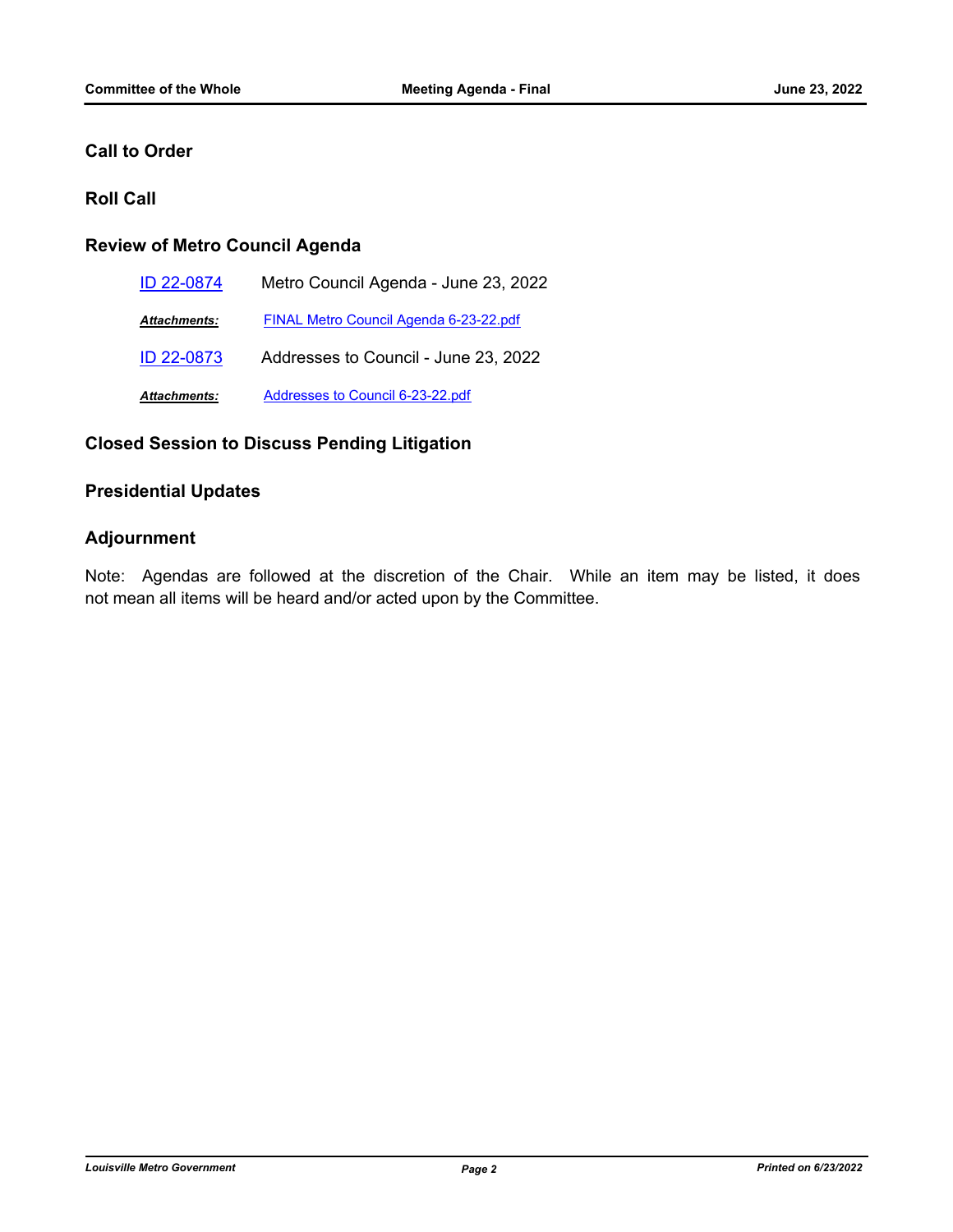## Call to Order

## Roll Call

## Review of Metro Council Agenda

ID 22-0874 Metro Council Agenda - June 23, 2022

***Attachments:*** FINAL Metro Council Agenda 6-23-22.pdf

ID 22-0873 Addresses to Council - June 23, 2022

***Attachments:*** Addresses to Council 6-23-22.pdf

## Closed Session to Discuss Pending Litigation

## Presidential Updates

## Adjournment

Note: Agendas are followed at the discretion of the Chair. While an item may be listed, it does not mean all items will be heard and/or acted upon by the Committee.